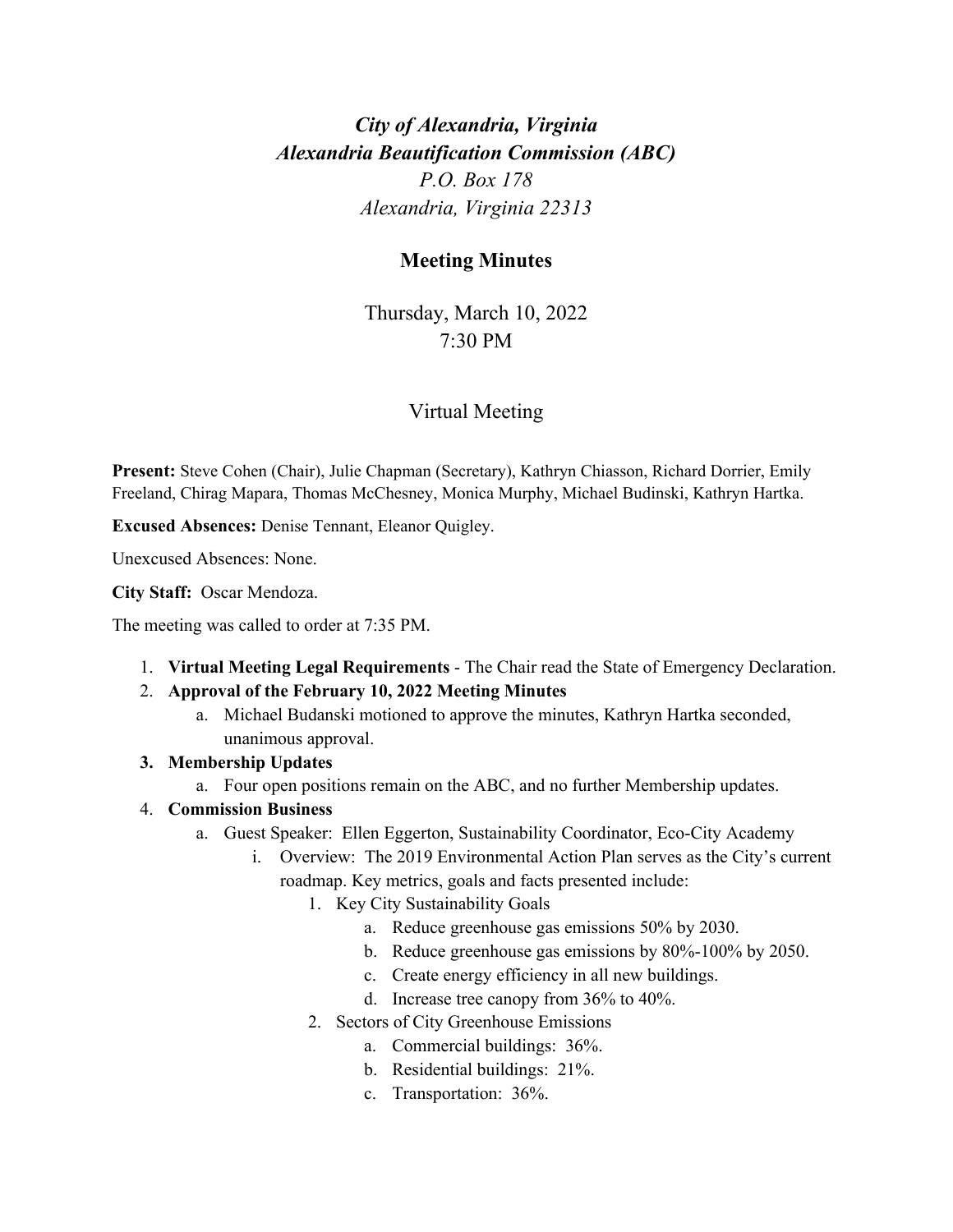*City of Alexandria, Virginia*
***Alexandria Beautification Commission (ABC)***
*P.O. Box 178*
*Alexandria, Virginia 22313*

## Meeting Minutes

Thursday, March 10, 2022
7:30 PM

Virtual Meeting

**Present:** Steve Cohen (Chair), Julie Chapman (Secretary), Kathryn Chiasson, Richard Dorrier, Emily Freeland, Chirag Mapara, Thomas McChesney, Monica Murphy, Michael Budinski, Kathryn Hartka.

**Excused Absences:** Denise Tennant, Eleanor Quigley.

Unexcused Absences: None.

**City Staff:** Oscar Mendoza.

The meeting was called to order at 7:35 PM.

1. **Virtual Meeting Legal Requirements** - The Chair read the State of Emergency Declaration.
2. **Approval of the February 10, 2022 Meeting Minutes**
   a. Michael Budanski motioned to approve the minutes, Kathryn Hartka seconded, unanimous approval.
3. **Membership Updates**
   a. Four open positions remain on the ABC, and no further Membership updates.
4. **Commission Business**
   a. Guest Speaker: Ellen Eggerton, Sustainability Coordinator, Eco-City Academy
      i. Overview: The 2019 Environmental Action Plan serves as the City's current roadmap. Key metrics, goals and facts presented include:
         1. Key City Sustainability Goals
            a. Reduce greenhouse gas emissions 50% by 2030.
            b. Reduce greenhouse gas emissions by 80%-100% by 2050.
            c. Create energy efficiency in all new buildings.
            d. Increase tree canopy from 36% to 40%.
         2. Sectors of City Greenhouse Emissions
            a. Commercial buildings: 36%.
            b. Residential buildings: 21%.
            c. Transportation: 36%.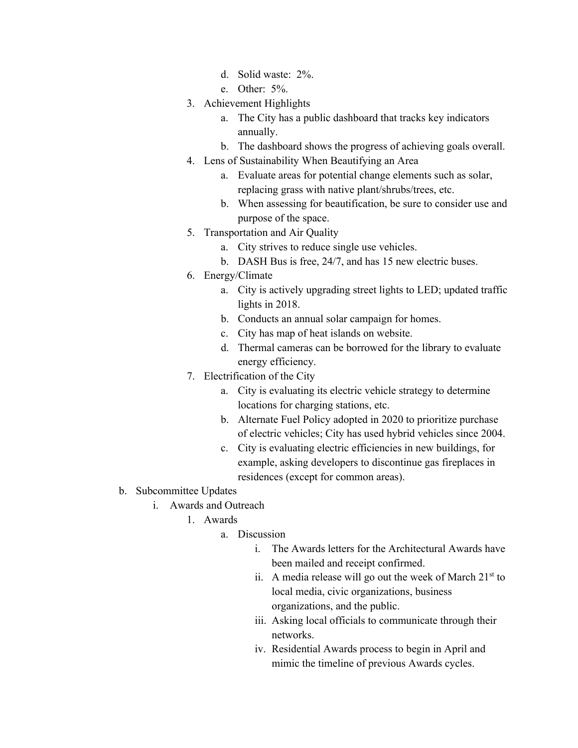d. Solid waste: 2%.
            e. Other: 5%.
        3. Achievement Highlights
            a. The City has a public dashboard that tracks key indicators annually.
            b. The dashboard shows the progress of achieving goals overall.
        4. Lens of Sustainability When Beautifying an Area
            a. Evaluate areas for potential change elements such as solar, replacing grass with native plant/shrubs/trees, etc.
            b. When assessing for beautification, be sure to consider use and purpose of the space.
        5. Transportation and Air Quality
            a. City strives to reduce single use vehicles.
            b. DASH Bus is free, 24/7, and has 15 new electric buses.
        6. Energy/Climate
            a. City is actively upgrading street lights to LED; updated traffic lights in 2018.
            b. Conducts an annual solar campaign for homes.
            c. City has map of heat islands on website.
            d. Thermal cameras can be borrowed for the library to evaluate energy efficiency.
        7. Electrification of the City
            a. City is evaluating its electric vehicle strategy to determine locations for charging stations, etc.
            b. Alternate Fuel Policy adopted in 2020 to prioritize purchase of electric vehicles; City has used hybrid vehicles since 2004.
            c. City is evaluating electric efficiencies in new buildings, for example, asking developers to discontinue gas fireplaces in residences (except for common areas).

b. Subcommittee Updates
    i. Awards and Outreach
        1. Awards
            a. Discussion
                i. The Awards letters for the Architectural Awards have been mailed and receipt confirmed.
                ii. A media release will go out the week of March 21st to local media, civic organizations, business organizations, and the public.
                iii. Asking local officials to communicate through their networks.
                iv. Residential Awards process to begin in April and mimic the timeline of previous Awards cycles.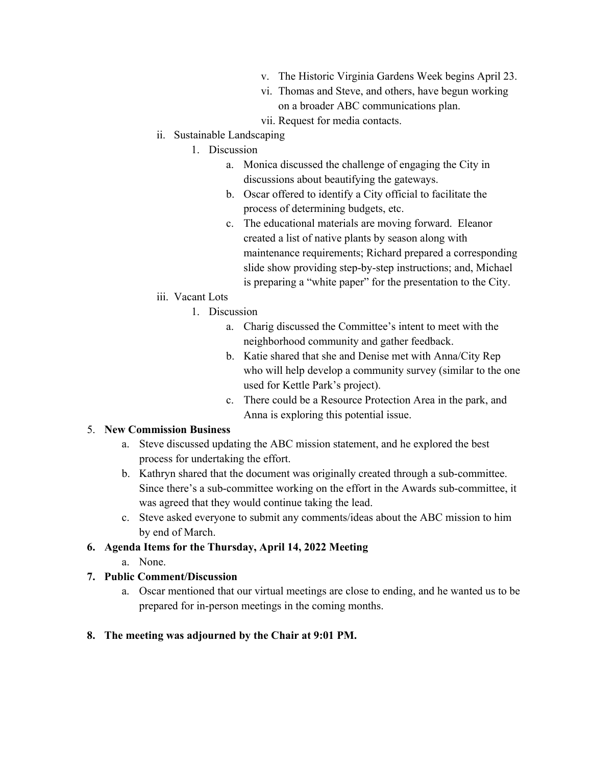v. The Historic Virginia Gardens Week begins April 23.
vi. Thomas and Steve, and others, have begun working on a broader ABC communications plan.
vii. Request for media contacts.

ii. Sustainable Landscaping
   1. Discussion
      a. Monica discussed the challenge of engaging the City in discussions about beautifying the gateways.
      b. Oscar offered to identify a City official to facilitate the process of determining budgets, etc.
      c. The educational materials are moving forward. Eleanor created a list of native plants by season along with maintenance requirements; Richard prepared a corresponding slide show providing step-by-step instructions; and, Michael is preparing a "white paper" for the presentation to the City.

iii. Vacant Lots
   1. Discussion
      a. Charig discussed the Committee's intent to meet with the neighborhood community and gather feedback.
      b. Katie shared that she and Denise met with Anna/City Rep who will help develop a community survey (similar to the one used for Kettle Park's project).
      c. There could be a Resource Protection Area in the park, and Anna is exploring this potential issue.

5. **New Commission Business**
   a. Steve discussed updating the ABC mission statement, and he explored the best process for undertaking the effort.
   b. Kathryn shared that the document was originally created through a sub-committee. Since there's a sub-committee working on the effort in the Awards sub-committee, it was agreed that they would continue taking the lead.
   c. Steve asked everyone to submit any comments/ideas about the ABC mission to him by end of March.

6. **Agenda Items for the Thursday, April 14, 2022 Meeting**
   a. None.

7. **Public Comment/Discussion**
   a. Oscar mentioned that our virtual meetings are close to ending, and he wanted us to be prepared for in-person meetings in the coming months.

8. **The meeting was adjourned by the Chair at 9:01 PM.**